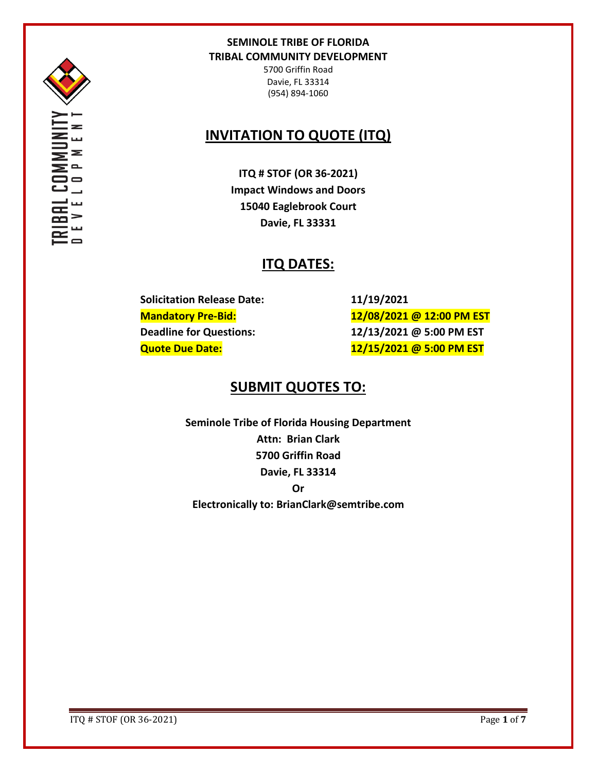**SEMINOLE TRIBE OF FLORIDA**
**TRIBAL COMMUNITY DEVELOPMENT**
5700 Griffin Road
Davie, FL 33314
(954) 894-1060

# INVITATION TO QUOTE (ITQ)

**ITQ # STOF (OR 36-2021)**
**Impact Windows and Doors**
**15040 Eaglebrook Court**
**Davie, FL 33331**

## ITQ DATES:

| | |
|---|---|
| **Solicitation Release Date:** | **11/19/2021** |
| **Mandatory Pre-Bid:** | **12/08/2021 @ 12:00 PM EST** |
| **Deadline for Questions:** | **12/13/2021 @ 5:00 PM EST** |
| **Quote Due Date:** | **12/15/2021 @ 5:00 PM EST** |

## SUBMIT QUOTES TO:

**Seminole Tribe of Florida Housing Department**
**Attn: Brian Clark**
**5700 Griffin Road**
**Davie, FL 33314**
**Or**
**Electronically to: BrianClark@semtribe.com**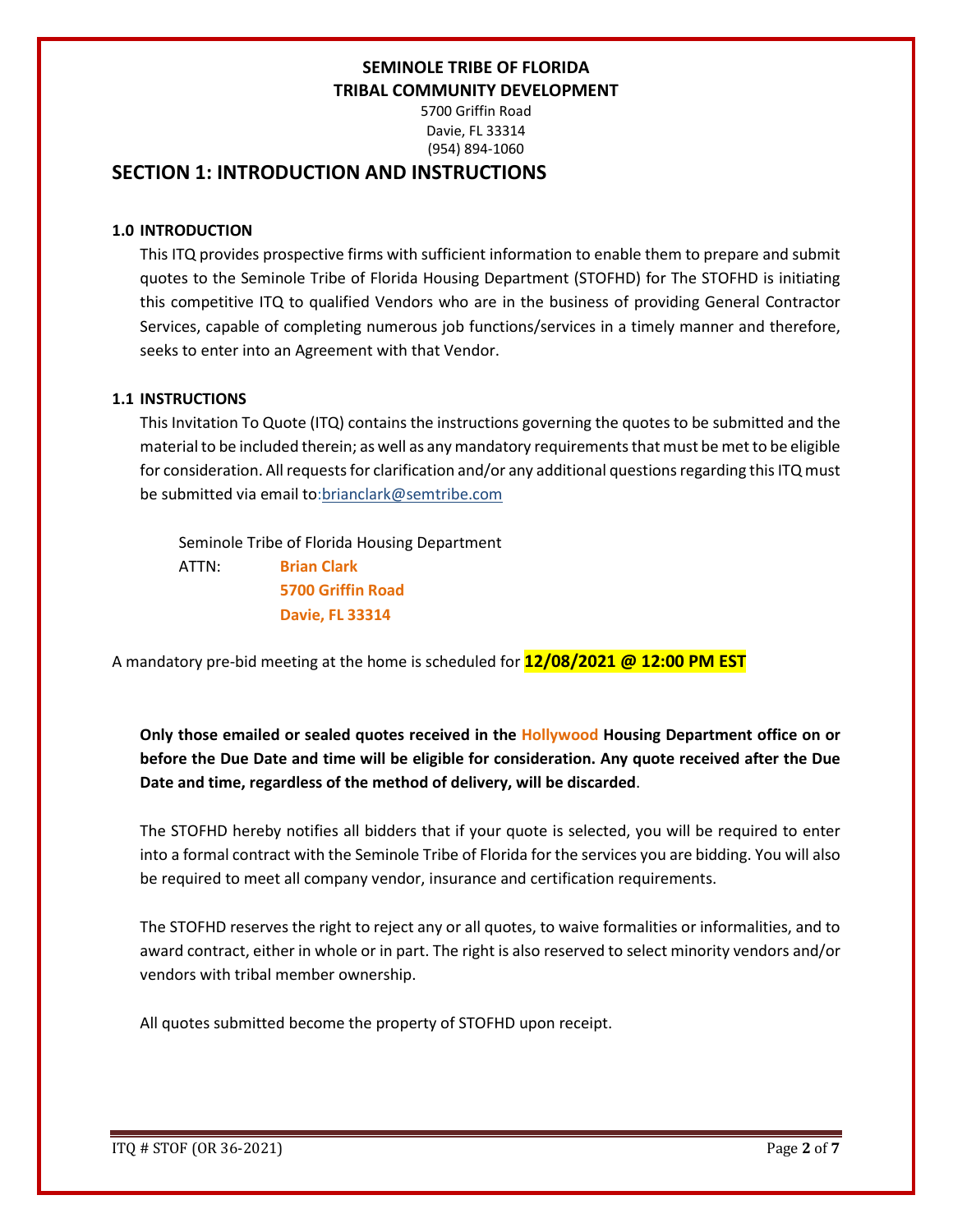**SEMINOLE TRIBE OF FLORIDA**
**TRIBAL COMMUNITY DEVELOPMENT**

5700 Griffin Road
Davie, FL 33314
(954) 894-1060

## SECTION 1: INTRODUCTION AND INSTRUCTIONS

### 1.0 INTRODUCTION

This ITQ provides prospective firms with sufficient information to enable them to prepare and submit quotes to the Seminole Tribe of Florida Housing Department (STOFHD) for The STOFHD is initiating this competitive ITQ to qualified Vendors who are in the business of providing General Contractor Services, capable of completing numerous job functions/services in a timely manner and therefore, seeks to enter into an Agreement with that Vendor.

### 1.1 INSTRUCTIONS

This Invitation To Quote (ITQ) contains the instructions governing the quotes to be submitted and the material to be included therein; as well as any mandatory requirements that must be met to be eligible for consideration. All requests for clarification and/or any additional questions regarding this ITQ must be submitted via email to:brianclark@semtribe.com

Seminole Tribe of Florida Housing Department
ATTN: **Brian Clark**
**5700 Griffin Road**
**Davie, FL 33314**

A mandatory pre-bid meeting at the home is scheduled for **12/08/2021 @ 12:00 PM EST**

**Only those emailed or sealed quotes received in the Hollywood Housing Department office on or before the Due Date and time will be eligible for consideration. Any quote received after the Due Date and time, regardless of the method of delivery, will be discarded**.

The STOFHD hereby notifies all bidders that if your quote is selected, you will be required to enter into a formal contract with the Seminole Tribe of Florida for the services you are bidding. You will also be required to meet all company vendor, insurance and certification requirements.

The STOFHD reserves the right to reject any or all quotes, to waive formalities or informalities, and to award contract, either in whole or in part. The right is also reserved to select minority vendors and/or vendors with tribal member ownership.

All quotes submitted become the property of STOFHD upon receipt.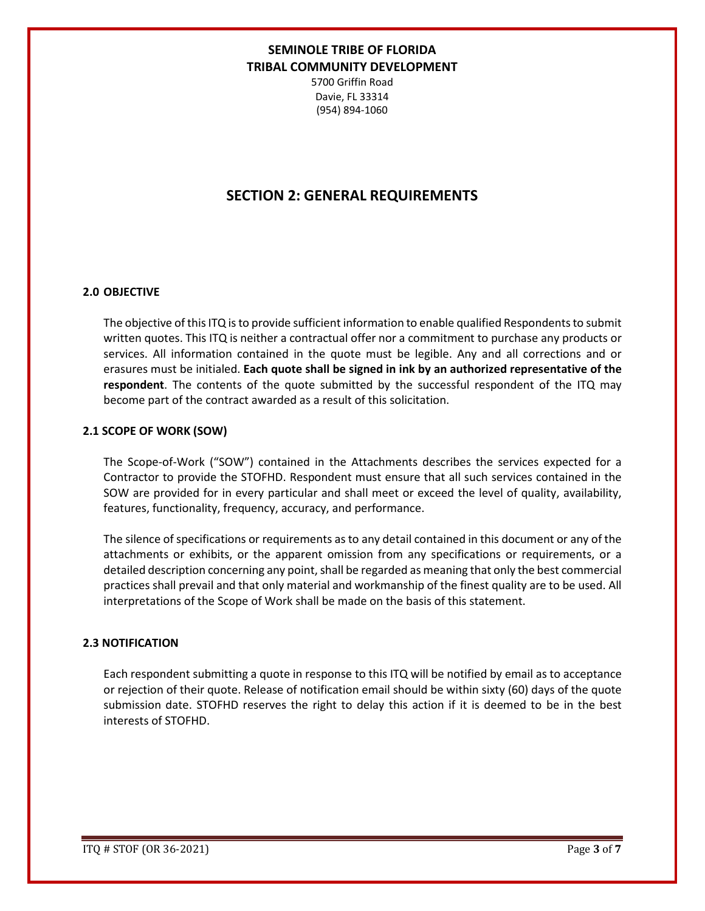**SEMINOLE TRIBE OF FLORIDA**
**TRIBAL COMMUNITY DEVELOPMENT**

5700 Griffin Road
Davie, FL 33314
(954) 894-1060

# SECTION 2: GENERAL REQUIREMENTS

### 2.0 OBJECTIVE

The objective of this ITQ is to provide sufficient information to enable qualified Respondents to submit written quotes. This ITQ is neither a contractual offer nor a commitment to purchase any products or services. All information contained in the quote must be legible. Any and all corrections and or erasures must be initialed. **Each quote shall be signed in ink by an authorized representative of the respondent**. The contents of the quote submitted by the successful respondent of the ITQ may become part of the contract awarded as a result of this solicitation.

### 2.1 SCOPE OF WORK (SOW)

The Scope-of-Work ("SOW") contained in the Attachments describes the services expected for a Contractor to provide the STOFHD. Respondent must ensure that all such services contained in the SOW are provided for in every particular and shall meet or exceed the level of quality, availability, features, functionality, frequency, accuracy, and performance.

The silence of specifications or requirements as to any detail contained in this document or any of the attachments or exhibits, or the apparent omission from any specifications or requirements, or a detailed description concerning any point, shall be regarded as meaning that only the best commercial practices shall prevail and that only material and workmanship of the finest quality are to be used. All interpretations of the Scope of Work shall be made on the basis of this statement.

### 2.3 NOTIFICATION

Each respondent submitting a quote in response to this ITQ will be notified by email as to acceptance or rejection of their quote. Release of notification email should be within sixty (60) days of the quote submission date. STOFHD reserves the right to delay this action if it is deemed to be in the best interests of STOFHD.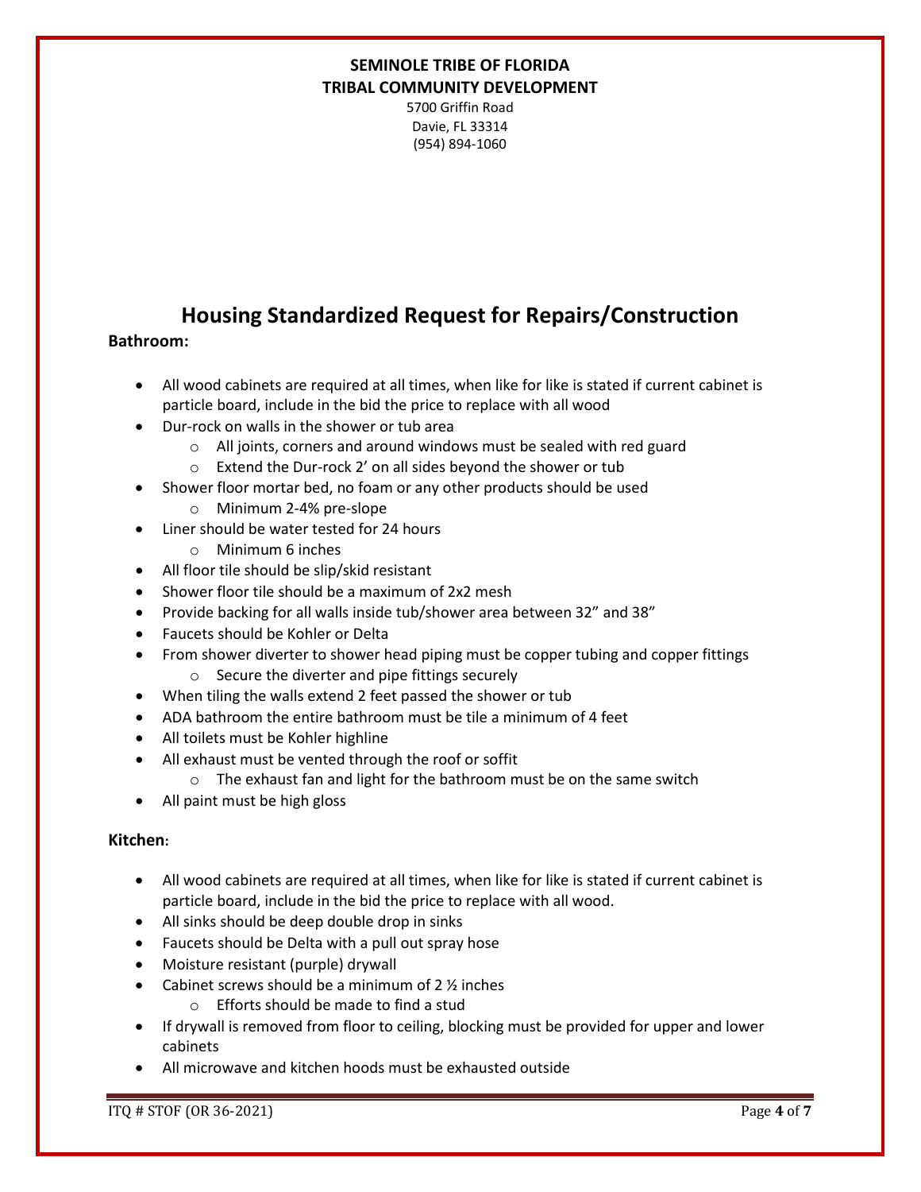**SEMINOLE TRIBE OF FLORIDA**
**TRIBAL COMMUNITY DEVELOPMENT**
5700 Griffin Road
Davie, FL 33314
(954) 894-1060

# Housing Standardized Request for Repairs/Construction

**Bathroom:**

- All wood cabinets are required at all times, when like for like is stated if current cabinet is particle board, include in the bid the price to replace with all wood
- Dur-rock on walls in the shower or tub area
  - All joints, corners and around windows must be sealed with red guard
  - Extend the Dur-rock 2' on all sides beyond the shower or tub
- Shower floor mortar bed, no foam or any other products should be used
  - Minimum 2-4% pre-slope
- Liner should be water tested for 24 hours
  - Minimum 6 inches
- All floor tile should be slip/skid resistant
- Shower floor tile should be a maximum of 2x2 mesh
- Provide backing for all walls inside tub/shower area between 32" and 38"
- Faucets should be Kohler or Delta
- From shower diverter to shower head piping must be copper tubing and copper fittings
  - Secure the diverter and pipe fittings securely
- When tiling the walls extend 2 feet passed the shower or tub
- ADA bathroom the entire bathroom must be tile a minimum of 4 feet
- All toilets must be Kohler highline
- All exhaust must be vented through the roof or soffit
  - The exhaust fan and light for the bathroom must be on the same switch
- All paint must be high gloss

**Kitchen:**

- All wood cabinets are required at all times, when like for like is stated if current cabinet is particle board, include in the bid the price to replace with all wood.
- All sinks should be deep double drop in sinks
- Faucets should be Delta with a pull out spray hose
- Moisture resistant (purple) drywall
- Cabinet screws should be a minimum of 2 ½ inches
  - Efforts should be made to find a stud
- If drywall is removed from floor to ceiling, blocking must be provided for upper and lower cabinets
- All microwave and kitchen hoods must be exhausted outside

ITQ # STOF (OR 36-2021)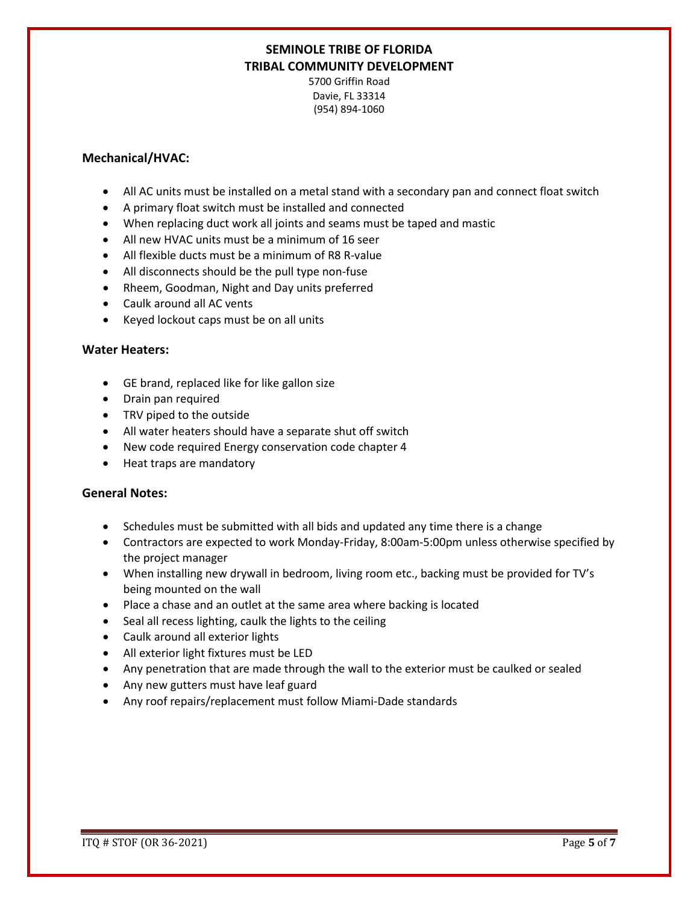**SEMINOLE TRIBE OF FLORIDA**
**TRIBAL COMMUNITY DEVELOPMENT**

5700 Griffin Road
Davie, FL 33314
(954) 894-1060

### Mechanical/HVAC:

- All AC units must be installed on a metal stand with a secondary pan and connect float switch
- A primary float switch must be installed and connected
- When replacing duct work all joints and seams must be taped and mastic
- All new HVAC units must be a minimum of 16 seer
- All flexible ducts must be a minimum of R8 R-value
- All disconnects should be the pull type non-fuse
- Rheem, Goodman, Night and Day units preferred
- Caulk around all AC vents
- Keyed lockout caps must be on all units

### Water Heaters:

- GE brand, replaced like for like gallon size
- Drain pan required
- TRV piped to the outside
- All water heaters should have a separate shut off switch
- New code required Energy conservation code chapter 4
- Heat traps are mandatory

### General Notes:

- Schedules must be submitted with all bids and updated any time there is a change
- Contractors are expected to work Monday-Friday, 8:00am-5:00pm unless otherwise specified by the project manager
- When installing new drywall in bedroom, living room etc., backing must be provided for TV's being mounted on the wall
- Place a chase and an outlet at the same area where backing is located
- Seal all recess lighting, caulk the lights to the ceiling
- Caulk around all exterior lights
- All exterior light fixtures must be LED
- Any penetration that are made through the wall to the exterior must be caulked or sealed
- Any new gutters must have leaf guard
- Any roof repairs/replacement must follow Miami-Dade standards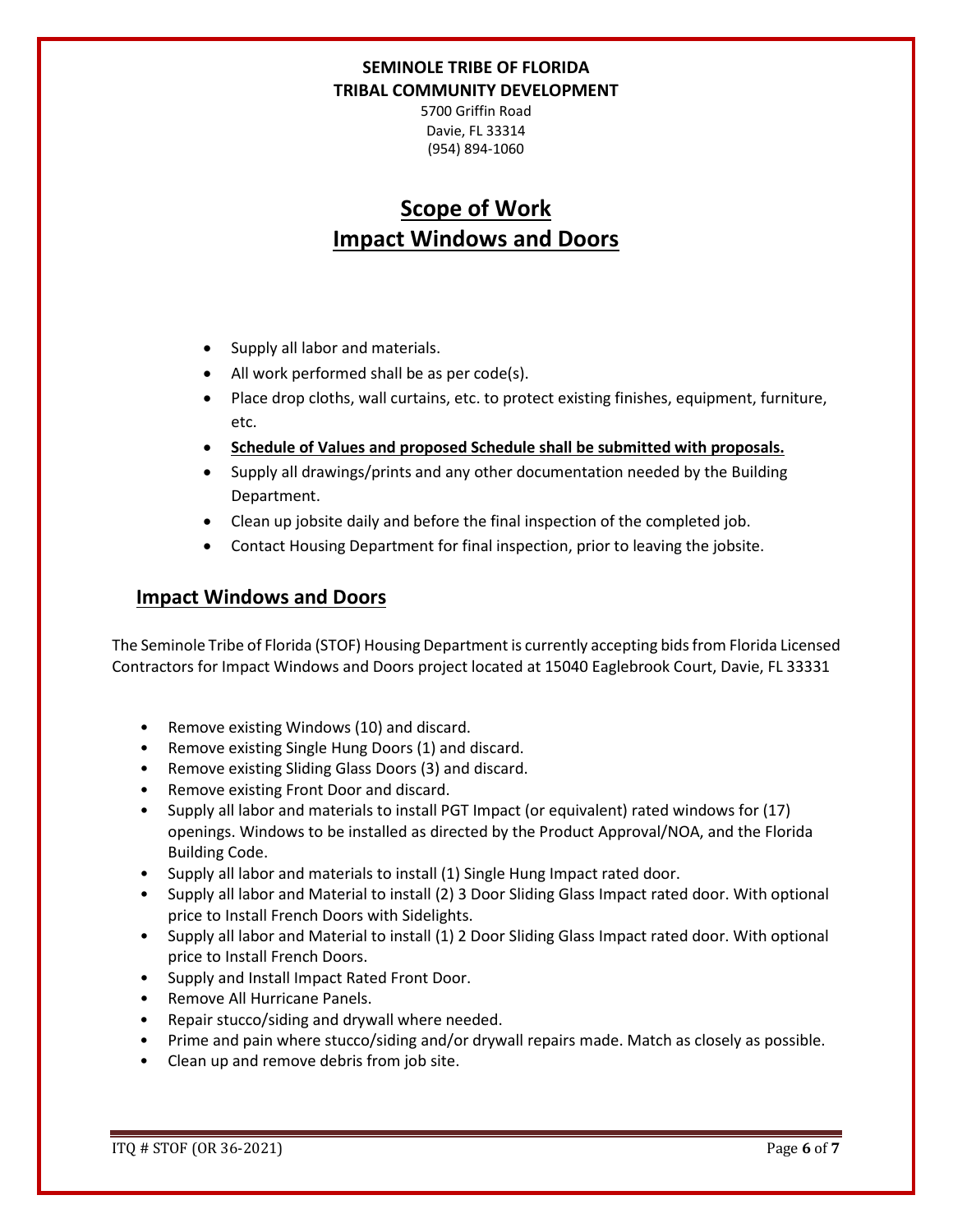**SEMINOLE TRIBE OF FLORIDA**
**TRIBAL COMMUNITY DEVELOPMENT**
5700 Griffin Road
Davie, FL 33314
(954) 894-1060

# Scope of Work
# Impact Windows and Doors

- Supply all labor and materials.
- All work performed shall be as per code(s).
- Place drop cloths, wall curtains, etc. to protect existing finishes, equipment, furniture, etc.
- **Schedule of Values and proposed Schedule shall be submitted with proposals.**
- Supply all drawings/prints and any other documentation needed by the Building Department.
- Clean up jobsite daily and before the final inspection of the completed job.
- Contact Housing Department for final inspection, prior to leaving the jobsite.

## Impact Windows and Doors

The Seminole Tribe of Florida (STOF) Housing Department is currently accepting bids from Florida Licensed Contractors for Impact Windows and Doors project located at 15040 Eaglebrook Court, Davie, FL 33331

- Remove existing Windows (10) and discard.
- Remove existing Single Hung Doors (1) and discard.
- Remove existing Sliding Glass Doors (3) and discard.
- Remove existing Front Door and discard.
- Supply all labor and materials to install PGT Impact (or equivalent) rated windows for (17) openings. Windows to be installed as directed by the Product Approval/NOA, and the Florida Building Code.
- Supply all labor and materials to install (1) Single Hung Impact rated door.
- Supply all labor and Material to install (2) 3 Door Sliding Glass Impact rated door. With optional price to Install French Doors with Sidelights.
- Supply all labor and Material to install (1) 2 Door Sliding Glass Impact rated door. With optional price to Install French Doors.
- Supply and Install Impact Rated Front Door.
- Remove All Hurricane Panels.
- Repair stucco/siding and drywall where needed.
- Prime and pain where stucco/siding and/or drywall repairs made. Match as closely as possible.
- Clean up and remove debris from job site.

ITQ # STOF (OR 36-2021)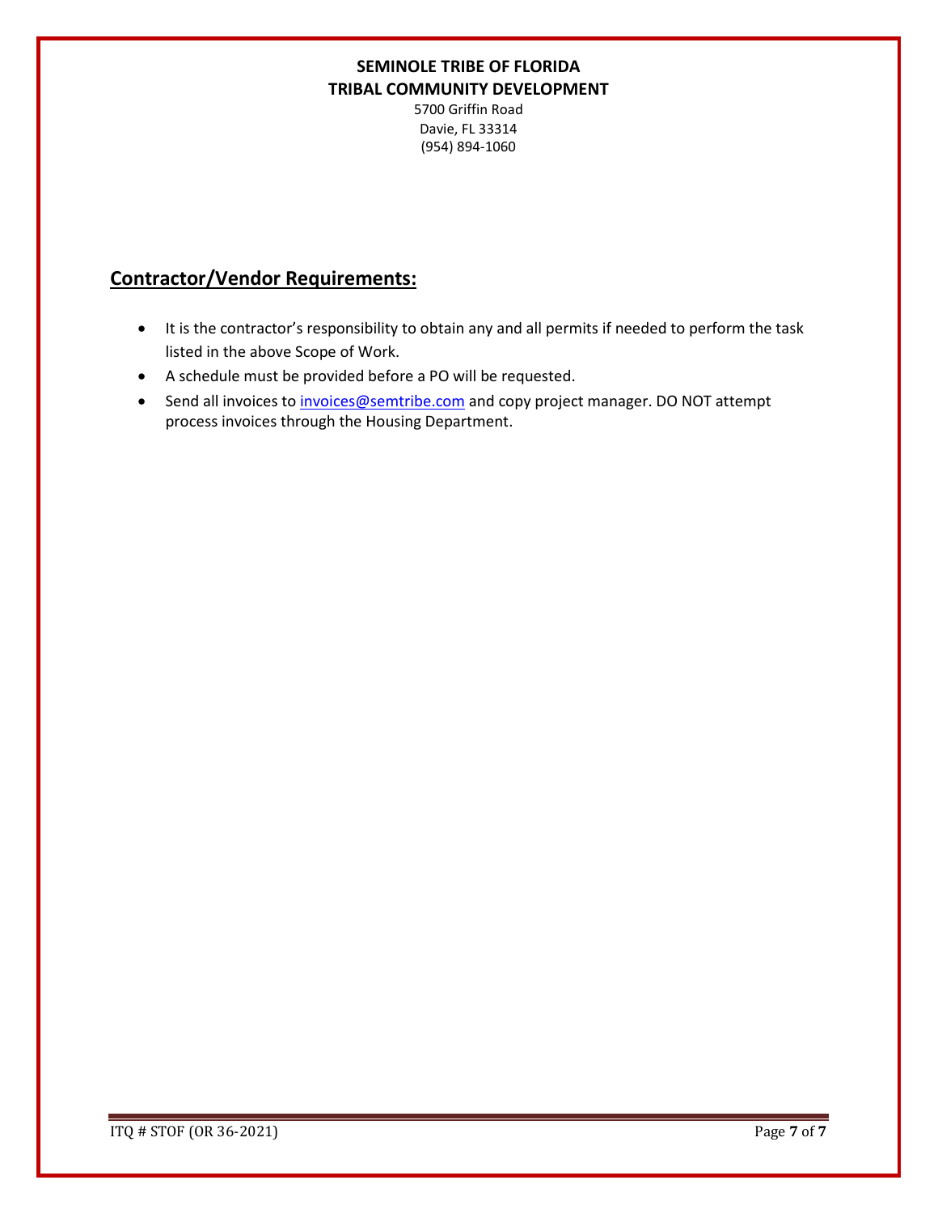**SEMINOLE TRIBE OF FLORIDA**
**TRIBAL COMMUNITY DEVELOPMENT**
5700 Griffin Road
Davie, FL 33314
(954) 894-1060

## Contractor/Vendor Requirements:

- It is the contractor's responsibility to obtain any and all permits if needed to perform the task listed in the above Scope of Work.
- A schedule must be provided before a PO will be requested.
- Send all invoices to invoices@semtribe.com and copy project manager. DO NOT attempt process invoices through the Housing Department.